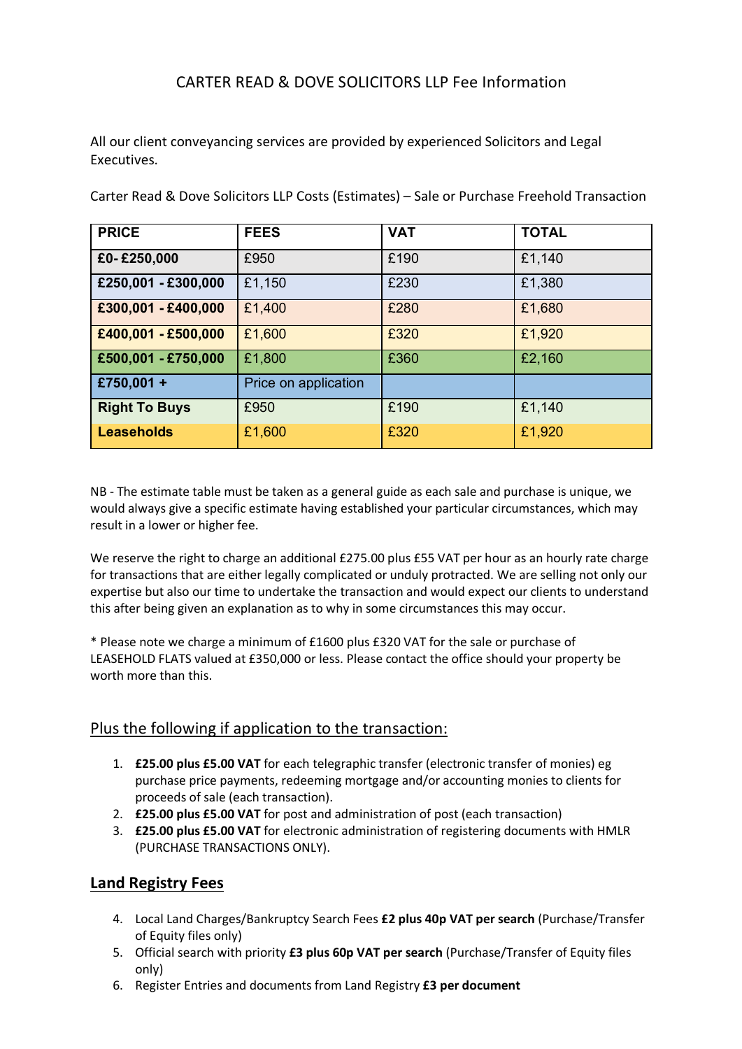# CARTER READ & DOVE SOLICITORS LLP Fee Information

All our client conveyancing services are provided by experienced Solicitors and Legal Executives.

Carter Read & Dove Solicitors LLP Costs (Estimates) – Sale or Purchase Freehold Transaction

| PRICE | FEES | VAT | TOTAL |
|---|---|---|---|
| **£0- £250,000** | £950 | £190 | £1,140 |
| **£250,001 - £300,000** | £1,150 | £230 | £1,380 |
| **£300,001 - £400,000** | £1,400 | £280 | £1,680 |
| **£400,001 - £500,000** | £1,600 | £320 | £1,920 |
| **£500,001 - £750,000** | £1,800 | £360 | £2,160 |
| **£750,001 +** | Price on application | | |
| **Right To Buys** | £950 | £190 | £1,140 |
| **Leaseholds** | £1,600 | £320 | £1,920 |

NB - The estimate table must be taken as a general guide as each sale and purchase is unique, we would always give a specific estimate having established your particular circumstances, which may result in a lower or higher fee.

We reserve the right to charge an additional £275.00 plus £55 VAT per hour as an hourly rate charge for transactions that are either legally complicated or unduly protracted. We are selling not only our expertise but also our time to undertake the transaction and would expect our clients to understand this after being given an explanation as to why in some circumstances this may occur.

* Please note we charge a minimum of £1600 plus £320 VAT for the sale or purchase of LEASEHOLD FLATS valued at £350,000 or less. Please contact the office should your property be worth more than this.

## Plus the following if application to the transaction:

1. **£25.00 plus £5.00 VAT** for each telegraphic transfer (electronic transfer of monies) eg purchase price payments, redeeming mortgage and/or accounting monies to clients for proceeds of sale (each transaction).
2. **£25.00 plus £5.00 VAT** for post and administration of post (each transaction)
3. **£25.00 plus £5.00 VAT** for electronic administration of registering documents with HMLR (PURCHASE TRANSACTIONS ONLY).

## Land Registry Fees

4. Local Land Charges/Bankruptcy Search Fees **£2 plus 40p VAT per search** (Purchase/Transfer of Equity files only)
5. Official search with priority **£3 plus 60p VAT per search** (Purchase/Transfer of Equity files only)
6. Register Entries and documents from Land Registry **£3 per document**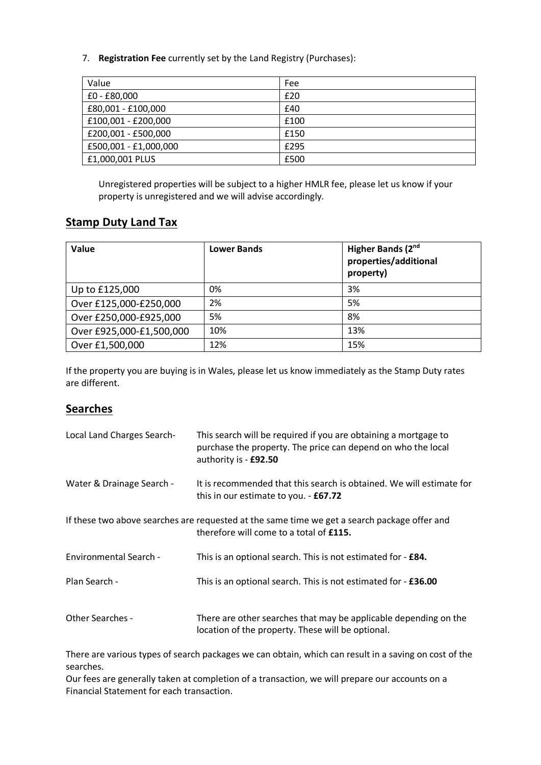7. **Registration Fee** currently set by the Land Registry (Purchases):

| Value | Fee |
|---|---|
| £0 - £80,000 | £20 |
| £80,001 - £100,000 | £40 |
| £100,001 - £200,000 | £100 |
| £200,001 - £500,000 | £150 |
| £500,001 - £1,000,000 | £295 |
| £1,000,001 PLUS | £500 |

Unregistered properties will be subject to a higher HMLR fee, please let us know if your property is unregistered and we will advise accordingly.

## Stamp Duty Land Tax

| **Value** | **Lower Bands** | **Higher Bands (2nd properties/additional property)** |
|---|---|---|
| Up to £125,000 | 0% | 3% |
| Over £125,000-£250,000 | 2% | 5% |
| Over £250,000-£925,000 | 5% | 8% |
| Over £925,000-£1,500,000 | 10% | 13% |
| Over £1,500,000 | 12% | 15% |

If the property you are buying is in Wales, please let us know immediately as the Stamp Duty rates are different.

## Searches

Local Land Charges Search- This search will be required if you are obtaining a mortgage to purchase the property. The price can depend on who the local authority is - **£92.50**

Water & Drainage Search - It is recommended that this search is obtained. We will estimate for this in our estimate to you. - **£67.72**

If these two above searches are requested at the same time we get a search package offer and therefore will come to a total of **£115.**

Environmental Search - This is an optional search. This is not estimated for - **£84.**

Plan Search - This is an optional search. This is not estimated for - **£36.00**

Other Searches - There are other searches that may be applicable depending on the location of the property. These will be optional.

There are various types of search packages we can obtain, which can result in a saving on cost of the searches.

Our fees are generally taken at completion of a transaction, we will prepare our accounts on a Financial Statement for each transaction.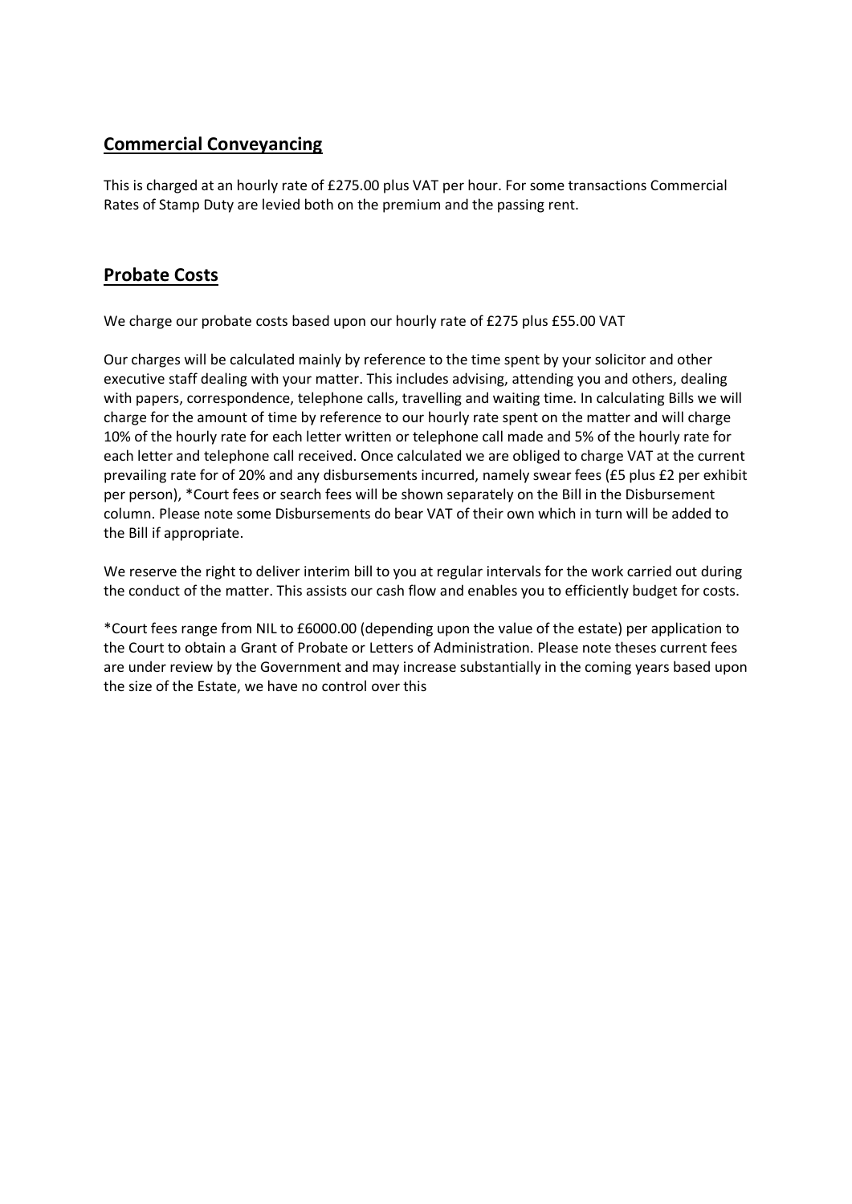## Commercial Conveyancing

This is charged at an hourly rate of £275.00 plus VAT per hour. For some transactions Commercial Rates of Stamp Duty are levied both on the premium and the passing rent.

## Probate Costs

We charge our probate costs based upon our hourly rate of £275 plus £55.00 VAT

Our charges will be calculated mainly by reference to the time spent by your solicitor and other executive staff dealing with your matter. This includes advising, attending you and others, dealing with papers, correspondence, telephone calls, travelling and waiting time. In calculating Bills we will charge for the amount of time by reference to our hourly rate spent on the matter and will charge 10% of the hourly rate for each letter written or telephone call made and 5% of the hourly rate for each letter and telephone call received. Once calculated we are obliged to charge VAT at the current prevailing rate for of 20% and any disbursements incurred, namely swear fees (£5 plus £2 per exhibit per person), *Court fees or search fees will be shown separately on the Bill in the Disbursement column. Please note some Disbursements do bear VAT of their own which in turn will be added to the Bill if appropriate.

We reserve the right to deliver interim bill to you at regular intervals for the work carried out during the conduct of the matter. This assists our cash flow and enables you to efficiently budget for costs.

*Court fees range from NIL to £6000.00 (depending upon the value of the estate) per application to the Court to obtain a Grant of Probate or Letters of Administration. Please note theses current fees are under review by the Government and may increase substantially in the coming years based upon the size of the Estate, we have no control over this